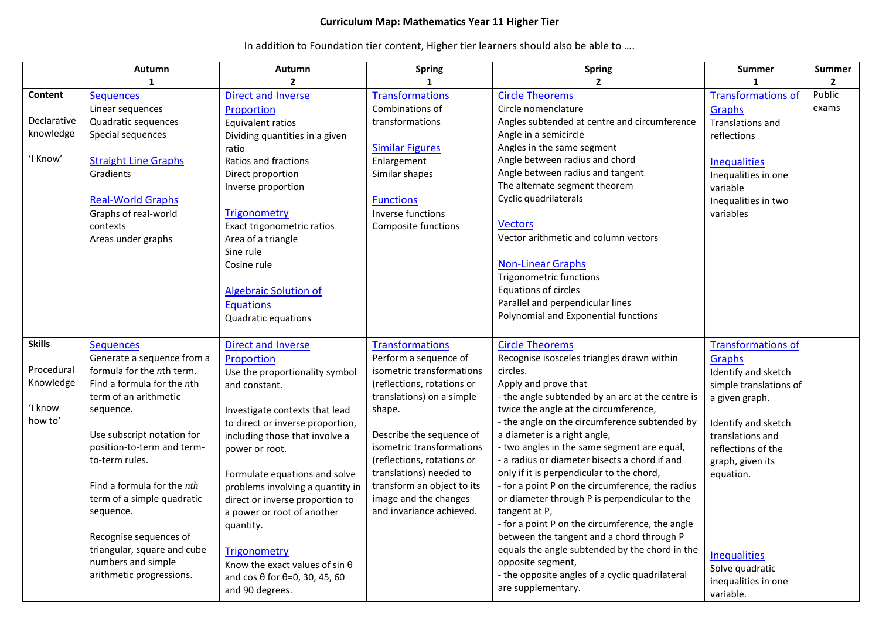# Curriculum Map: Mathematics Year 11 Higher Tier

In addition to Foundation tier content, Higher tier learners should also be able to ….

| | Autumn 1 | Autumn 2 | Spring 1 | Spring 2 | Summer 1 | Summer 2 |
|---|---|---|---|---|---|---|
| **Content**<br><br>Declarative knowledge<br><br>'I Know' | Sequences<br>Linear sequences<br>Quadratic sequences<br>Special sequences<br><br>Straight Line Graphs<br>Gradients<br><br>Real-World Graphs<br>Graphs of real-world contexts<br>Areas under graphs | Direct and Inverse Proportion<br>Equivalent ratios<br>Dividing quantities in a given ratio<br>Ratios and fractions<br>Direct proportion<br>Inverse proportion<br><br>Trigonometry<br>Exact trigonometric ratios<br>Area of a triangle<br>Sine rule<br>Cosine rule<br><br>Algebraic Solution of Equations<br>Quadratic equations | Transformations<br>Combinations of transformations<br><br>Similar Figures<br>Enlargement<br>Similar shapes<br><br>Functions<br>Inverse functions<br>Composite functions | Circle Theorems<br>Circle nomenclature<br>Angles subtended at centre and circumference<br>Angle in a semicircle<br>Angles in the same segment<br>Angle between radius and chord<br>Angle between radius and tangent<br>The alternate segment theorem<br>Cyclic quadrilaterals<br><br>Vectors<br>Vector arithmetic and column vectors<br><br>Non-Linear Graphs<br>Trigonometric functions<br>Equations of circles<br>Parallel and perpendicular lines<br>Polynomial and Exponential functions | Transformations of Graphs<br>Translations and reflections<br><br>Inequalities<br>Inequalities in one variable<br>Inequalities in two variables | Public exams |
| **Skills**<br><br>Procedural Knowledge<br><br>'I know how to' | Sequences<br>Generate a sequence from a formula for the $n$th term.<br>Find a formula for the $n$th term of an arithmetic sequence.<br><br>Use subscript notation for position-to-term and term-to-term rules.<br><br>Find a formula for the $n$th term of a simple quadratic sequence.<br><br>Recognise sequences of triangular, square and cube numbers and simple arithmetic progressions. | Direct and Inverse Proportion<br>Use the proportionality symbol and constant.<br><br>Investigate contexts that lead to direct or inverse proportion, including those that involve a power or root.<br><br>Formulate equations and solve problems involving a quantity in direct or inverse proportion to a power or root of another quantity.<br><br>Trigonometry<br>Know the exact values of sin θ and cos θ for θ=0, 30, 45, 60 and 90 degrees. | Transformations<br>Perform a sequence of isometric transformations (reflections, rotations or translations) on a simple shape.<br><br>Describe the sequence of isometric transformations (reflections, rotations or translations) needed to transform an object to its image and the changes and invariance achieved. | Circle Theorems<br>Recognise isosceles triangles drawn within circles.<br>Apply and prove that<br>- the angle subtended by an arc at the centre is twice the angle at the circumference,<br>- the angle on the circumference subtended by a diameter is a right angle,<br>- two angles in the same segment are equal,<br>- a radius or diameter bisects a chord if and only if it is perpendicular to the chord,<br>- for a point P on the circumference, the radius or diameter through P is perpendicular to the tangent at P,<br>- for a point P on the circumference, the angle between the tangent and a chord through P equals the angle subtended by the chord in the opposite segment,<br>- the opposite angles of a cyclic quadrilateral are supplementary. | Transformations of Graphs<br>Identify and sketch simple translations of a given graph.<br><br>Identify and sketch translations and reflections of the graph, given its equation.<br><br>Inequalities<br>Solve quadratic inequalities in one variable. | |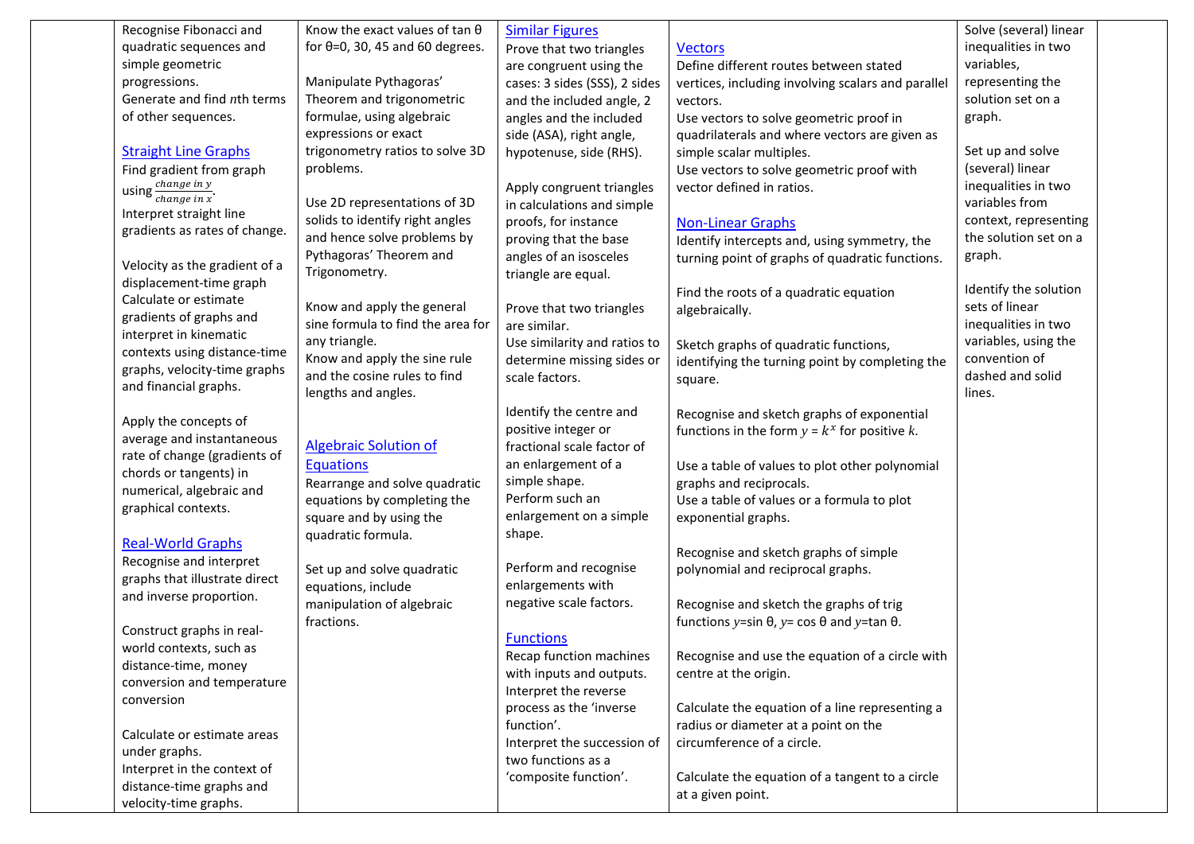| | | | | | | |
|---|---|---|---|---|---|---|
| | Recognise Fibonacci and quadratic sequences and simple geometric progressions.<br>Generate and find *n*th terms of other sequences.<br><br>**Straight Line Graphs**<br>Find gradient from graph using $\frac{change\ in\ y}{change\ in\ x}$.<br>Interpret straight line gradients as rates of change.<br><br>Velocity as the gradient of a displacement-time graph<br>Calculate or estimate gradients of graphs and interpret in kinematic contexts using distance-time graphs, velocity-time graphs and financial graphs.<br><br>Apply the concepts of average and instantaneous rate of change (gradients of chords or tangents) in numerical, algebraic and graphical contexts.<br><br>**Real-World Graphs**<br>Recognise and interpret graphs that illustrate direct and inverse proportion.<br><br>Construct graphs in real-world contexts, such as distance-time, money conversion and temperature conversion<br><br>Calculate or estimate areas under graphs.<br>Interpret in the context of distance-time graphs and velocity-time graphs. | Know the exact values of tan θ for θ=0, 30, 45 and 60 degrees.<br><br>Manipulate Pythagoras' Theorem and trigonometric formulae, using algebraic expressions or exact trigonometry ratios to solve 3D problems.<br><br>Use 2D representations of 3D solids to identify right angles and hence solve problems by Pythagoras' Theorem and Trigonometry.<br><br>Know and apply the general sine formula to find the area for any triangle.<br>Know and apply the sine rule and the cosine rules to find lengths and angles.<br><br>**Algebraic Solution of Equations**<br>Rearrange and solve quadratic equations by completing the square and by using the quadratic formula.<br><br>Set up and solve quadratic equations, include manipulation of algebraic fractions. | **Similar Figures**<br>Prove that two triangles are congruent using the cases: 3 sides (SSS), 2 sides and the included angle, 2 angles and the included side (ASA), right angle, hypotenuse, side (RHS).<br><br>Apply congruent triangles in calculations and simple proofs, for instance proving that the base angles of an isosceles triangle are equal.<br><br>Prove that two triangles are similar.<br>Use similarity and ratios to determine missing sides or scale factors.<br><br>Identify the centre and positive integer or fractional scale factor of an enlargement of a simple shape.<br>Perform such an enlargement on a simple shape.<br><br>Perform and recognise enlargements with negative scale factors.<br><br>**Functions**<br>Recap function machines with inputs and outputs.<br>Interpret the reverse process as the 'inverse function'.<br>Interpret the succession of two functions as a 'composite function'. | **Vectors**<br>Define different routes between stated vertices, including involving scalars and parallel vectors.<br>Use vectors to solve geometric proof in quadrilaterals and where vectors are given as simple scalar multiples.<br>Use vectors to solve geometric proof with vector defined in ratios.<br><br>**Non-Linear Graphs**<br>Identify intercepts and, using symmetry, the turning point of graphs of quadratic functions.<br><br>Find the roots of a quadratic equation algebraically.<br><br>Sketch graphs of quadratic functions, identifying the turning point by completing the square.<br><br>Recognise and sketch graphs of exponential functions in the form $y = k^x$ for positive $k$.<br><br>Use a table of values to plot other polynomial graphs and reciprocals.<br>Use a table of values or a formula to plot exponential graphs.<br><br>Recognise and sketch graphs of simple polynomial and reciprocal graphs.<br><br>Recognise and sketch the graphs of trig functions $y$=sin θ, $y$= cos θ and $y$=tan θ.<br><br>Recognise and use the equation of a circle with centre at the origin.<br><br>Calculate the equation of a line representing a radius or diameter at a point on the circumference of a circle.<br><br>Calculate the equation of a tangent to a circle at a given point. | Solve (several) linear inequalities in two variables, representing the solution set on a graph.<br><br>Set up and solve (several) linear inequalities in two variables from context, representing the solution set on a graph.<br><br>Identify the solution sets of linear inequalities in two variables, using the convention of dashed and solid lines. | |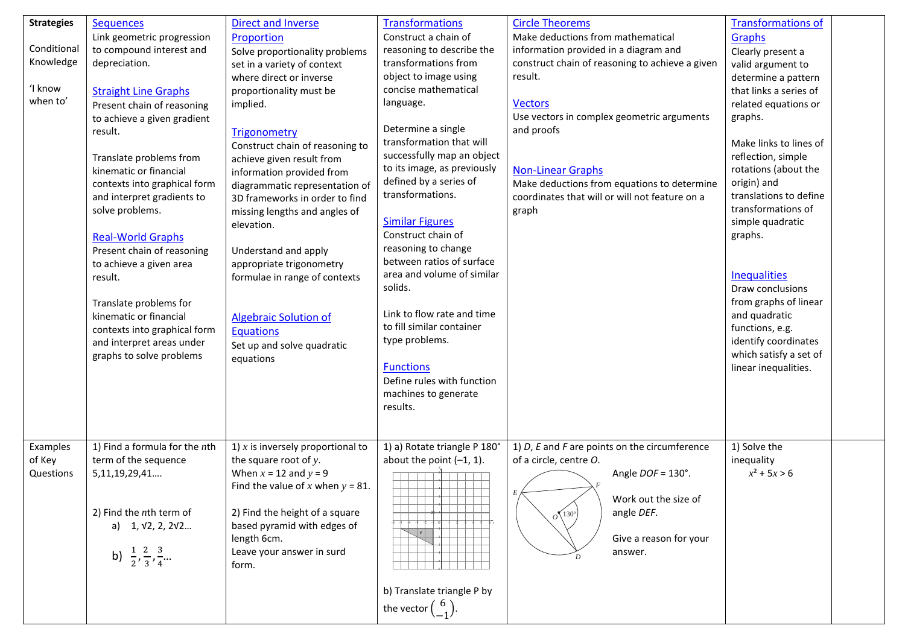| Strategies<br><br>Conditional Knowledge<br><br>'I know when to' | Sequences<br>Link geometric progression to compound interest and depreciation.<br><br>Straight Line Graphs<br>Present chain of reasoning to achieve a given gradient result.<br><br>Translate problems from kinematic or financial contexts into graphical form and interpret gradients to solve problems.<br><br>Real-World Graphs<br>Present chain of reasoning to achieve a given area result.<br><br>Translate problems for kinematic or financial contexts into graphical form and interpret areas under graphs to solve problems | Direct and Inverse Proportion<br>Solve proportionality problems set in a variety of context where direct or inverse proportionality must be implied.<br><br>Trigonometry<br>Construct chain of reasoning to achieve given result from information provided from diagrammatic representation of 3D frameworks in order to find missing lengths and angles of elevation.<br><br>Understand and apply appropriate trigonometry formulae in range of contexts<br><br>Algebraic Solution of Equations<br>Set up and solve quadratic equations | Transformations<br>Construct a chain of reasoning to describe the transformations from object to image using concise mathematical language.<br><br>Determine a single transformation that will successfully map an object to its image, as previously defined by a series of transformations.<br><br>Similar Figures<br>Construct chain of reasoning to change between ratios of surface area and volume of similar solids.<br><br>Link to flow rate and time to fill similar container type problems.<br><br>Functions<br>Define rules with function machines to generate results. | Circle Theorems<br>Make deductions from mathematical information provided in a diagram and construct chain of reasoning to achieve a given result.<br><br>Vectors<br>Use vectors in complex geometric arguments and proofs<br><br>Non-Linear Graphs<br>Make deductions from equations to determine coordinates that will or will not feature on a graph | Transformations of Graphs<br>Clearly present a valid argument to determine a pattern that links a series of related equations or graphs.<br><br>Make links to lines of reflection, simple rotations (about the origin) and translations to define transformations of simple quadratic graphs.<br><br>Inequalities<br>Draw conclusions from graphs of linear and quadratic functions, e.g. identify coordinates which satisfy a set of linear inequalities. | |
|---|---|---|---|---|---|---|
| Examples of Key Questions | 1) Find a formula for the $n$th term of the sequence 5,11,19,29,41….<br><br>2) Find the $n$th term of<br>a) 1, √2, 2, 2√2…<br>b) $\frac{1}{2}, \frac{2}{3}, \frac{3}{4}$… | 1) $x$ is inversely proportional to the square root of $y$.<br>When $x = 12$ and $y = 9$<br>Find the value of $x$ when $y = 81$.<br><br>2) Find the height of a square based pyramid with edges of length 6cm.<br>Leave your answer in surd form. | 1) a) Rotate triangle P 180° about the point (–1, 1).<br><br>b) Translate triangle P by the vector $\begin{pmatrix} 6 \\ -1 \end{pmatrix}$. | 1) $D$, $E$ and $F$ are points on the circumference of a circle, centre $O$.<br>Angle $DOF$ = 130°.<br>Work out the size of angle $DEF$.<br>Give a reason for your answer. | 1) Solve the inequality<br>$x^2 + 5x > 6$ | |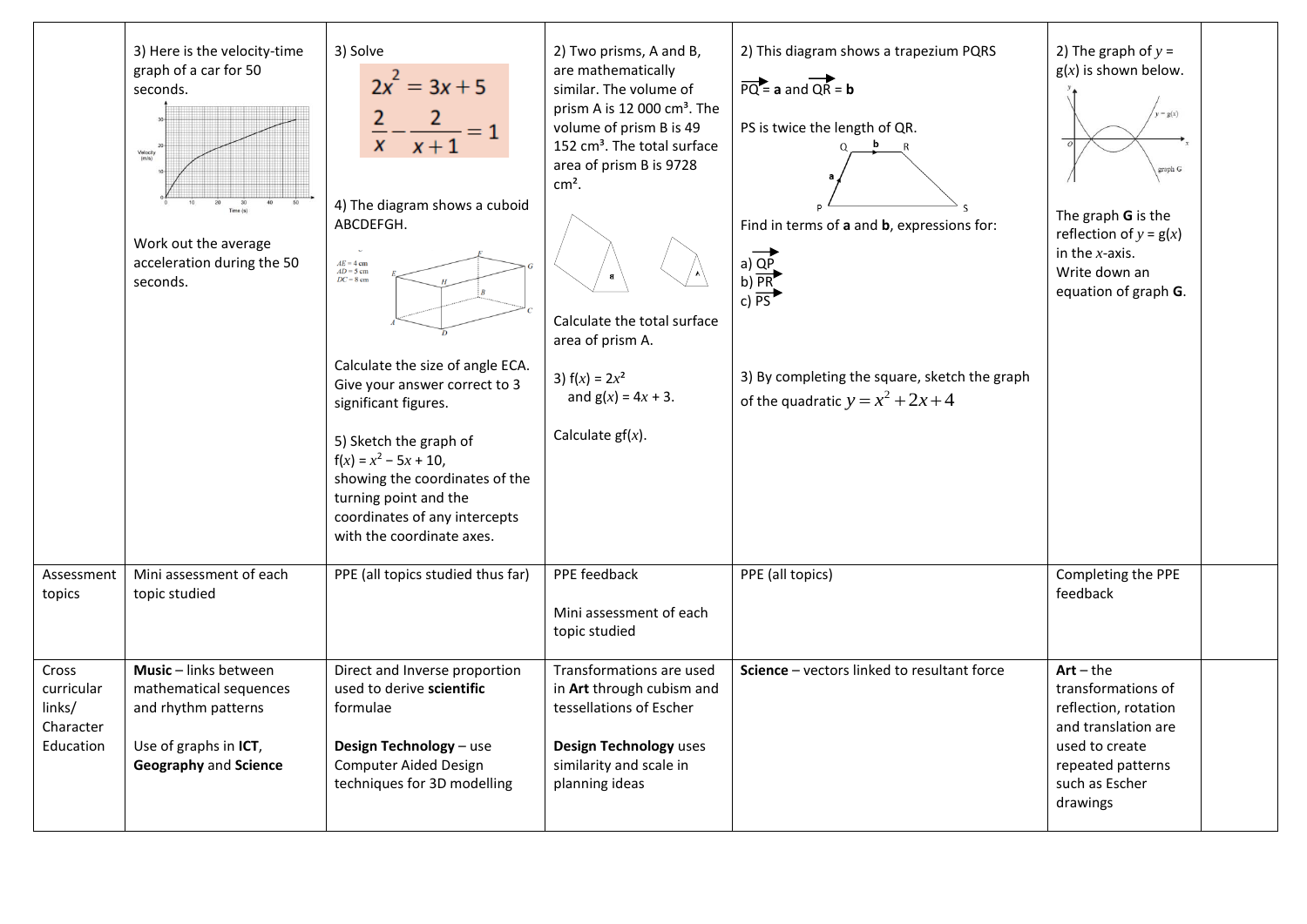| | | | | | | |
|---|---|---|---|---|---|---|
| | 3) Here is the velocity-time graph of a car for 50 seconds.<br><br>Velocity (m/s)<br>30<br>20<br>10<br>0<br>0 10 20 30 40 50<br>Time (s)<br><br>Work out the average acceleration during the 50 seconds. | 3) Solve<br><br>$2x^2 = 3x + 5$<br><br>$\frac{2}{x} - \frac{2}{x+1} = 1$<br><br>4) The diagram shows a cuboid ABCDEFGH.<br><br>$AE = 4$ cm<br>$AD = 5$ cm<br>$DC = 8$ cm<br><br>Calculate the size of angle ECA. Give your answer correct to 3 significant figures.<br><br>5) Sketch the graph of $f(x) = x^2 - 5x + 10$, showing the coordinates of the turning point and the coordinates of any intercepts with the coordinate axes. | 2) Two prisms, A and B, are mathematically similar. The volume of prism A is 12 000 cm³. The volume of prism B is 49 152 cm³. The total surface area of prism B is 9728 cm².<br><br>Calculate the total surface area of prism A.<br><br>3) $f(x) = 2x^2$ and $g(x) = 4x + 3$.<br><br>Calculate $gf(x)$. | 2) This diagram shows a trapezium PQRS<br><br>$\overrightarrow{PQ} = \mathbf{a}$ and $\overrightarrow{QR} = \mathbf{b}$<br><br>PS is twice the length of QR.<br><br>Find in terms of **a** and **b**, expressions for:<br><br>a) $\overrightarrow{QP}$<br>b) $\overrightarrow{PR}$<br>c) $\overrightarrow{PS}$<br><br>3) By completing the square, sketch the graph of the quadratic $y = x^2 + 2x + 4$ | 2) The graph of $y = g(x)$ is shown below.<br><br>The graph **G** is the reflection of $y = g(x)$ in the $x$-axis.<br>Write down an equation of graph **G**. | |
| Assessment topics | Mini assessment of each topic studied | PPE (all topics studied thus far) | PPE feedback<br><br>Mini assessment of each topic studied | PPE (all topics) | Completing the PPE feedback | |
| Cross curricular links/ Character Education | **Music** – links between mathematical sequences and rhythm patterns<br><br>Use of graphs in **ICT**, **Geography** and **Science** | Direct and Inverse proportion used to derive **scientific** formulae<br><br>**Design Technology** – use Computer Aided Design techniques for 3D modelling | Transformations are used in **Art** through cubism and tessellations of Escher<br><br>**Design Technology** uses similarity and scale in planning ideas | **Science** – vectors linked to resultant force | **Art** – the transformations of reflection, rotation and translation are used to create repeated patterns such as Escher drawings | |